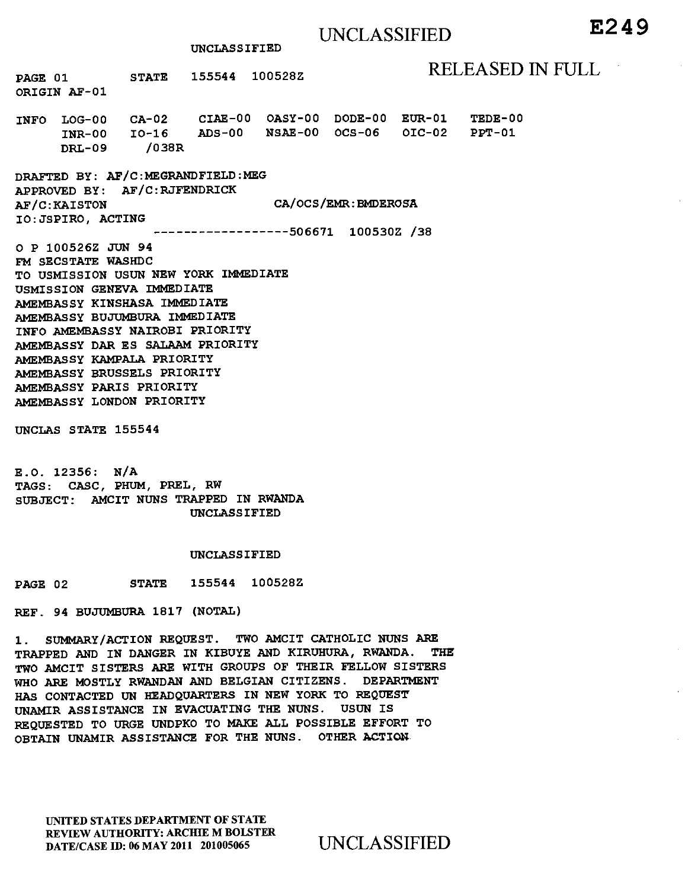UNCLASSIFIED

E249

UNCLASSIFIED

RELEASED IN FULL

PAGE 01 STATE 155544 100528Z
ORIGIN AF-01

INFO LOG-00 CA-02 CIAE-00 OASY-00 DODE-00 EUR-01 TEDE-00
INR-00 IO-16 ADS-00 NSAE-00 OCS-06 OIC-02 PPT-01
DRL-09 /038R

DRAFTED BY: AF/C:MEGRANDFIELD:MEG
APPROVED BY: AF/C:RJFENDRICK
AF/C:KAISTON CA/OCS/EMR:BMDEROSA
IO:JSPIRO, ACTING
------------------506671 100530Z /38

O P 100526Z JUN 94
FM SECSTATE WASHDC
TO USMISSION USUN NEW YORK IMMEDIATE
USMISSION GENEVA IMMEDIATE
AMEMBASSY KINSHASA IMMEDIATE
AMEMBASSY BUJUMBURA IMMEDIATE
INFO AMEMBASSY NAIROBI PRIORITY
AMEMBASSY DAR ES SALAAM PRIORITY
AMEMBASSY KAMPALA PRIORITY
AMEMBASSY BRUSSELS PRIORITY
AMEMBASSY PARIS PRIORITY
AMEMBASSY LONDON PRIORITY

UNCLAS STATE 155544

E.O. 12356: N/A
TAGS: CASC, PHUM, PREL, RW
SUBJECT: AMCIT NUNS TRAPPED IN RWANDA
UNCLASSIFIED

UNCLASSIFIED

PAGE 02 STATE 155544 100528Z

REF. 94 BUJUMBURA 1817 (NOTAL)

1. SUMMARY/ACTION REQUEST. TWO AMCIT CATHOLIC NUNS ARE TRAPPED AND IN DANGER IN KIBUYE AND KIRUHURA, RWANDA. THE TWO AMCIT SISTERS ARE WITH GROUPS OF THEIR FELLOW SISTERS WHO ARE MOSTLY RWANDAN AND BELGIAN CITIZENS. DEPARTMENT HAS CONTACTED UN HEADQUARTERS IN NEW YORK TO REQUEST UNAMIR ASSISTANCE IN EVACUATING THE NUNS. USUN IS REQUESTED TO URGE UNDPKO TO MAKE ALL POSSIBLE EFFORT TO OBTAIN UNAMIR ASSISTANCE FOR THE NUNS. OTHER ACTION

UNITED STATES DEPARTMENT OF STATE
REVIEW AUTHORITY: ARCHIE M BOLSTER
DATE/CASE ID: 06 MAY 2011 201005065

UNCLASSIFIED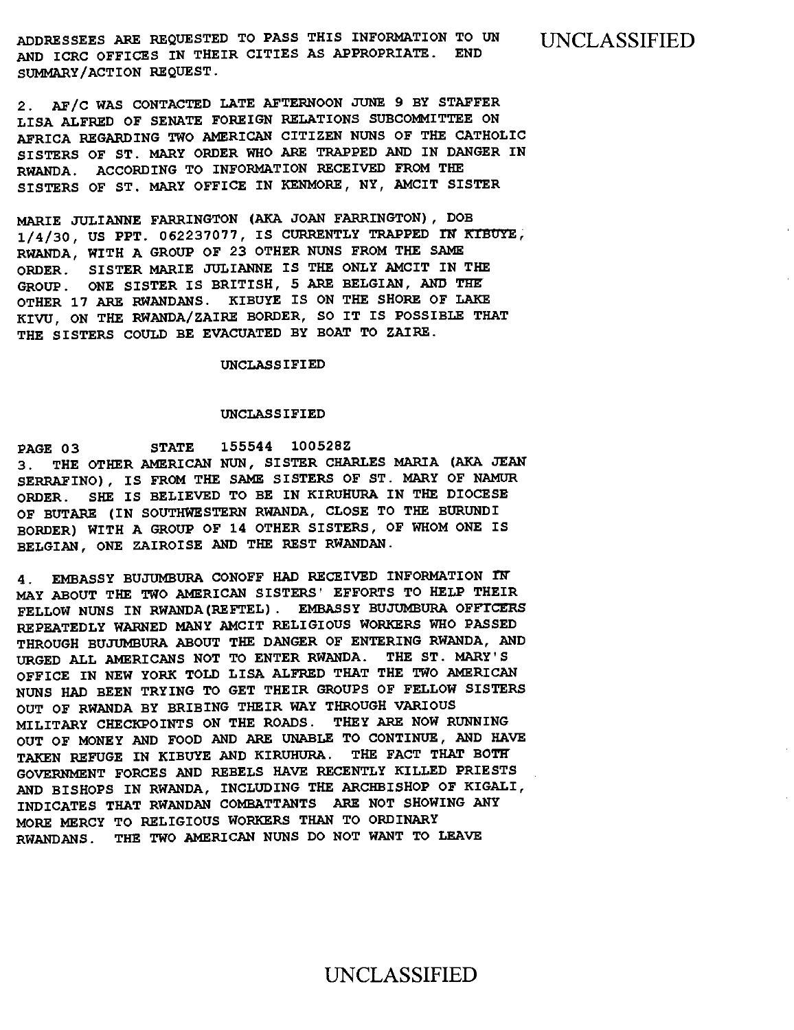ADDRESSEES ARE REQUESTED TO PASS THIS INFORMATION TO UN AND ICRC OFFICES IN THEIR CITIES AS APPROPRIATE. END SUMMARY/ACTION REQUEST.

2. AF/C WAS CONTACTED LATE AFTERNOON JUNE 9 BY STAFFER LISA ALFRED OF SENATE FOREIGN RELATIONS SUBCOMMITTEE ON AFRICA REGARDING TWO AMERICAN CITIZEN NUNS OF THE CATHOLIC SISTERS OF ST. MARY ORDER WHO ARE TRAPPED AND IN DANGER IN RWANDA. ACCORDING TO INFORMATION RECEIVED FROM THE SISTERS OF ST. MARY OFFICE IN KENMORE, NY, AMCIT SISTER MARIE JULIANNE FARRINGTON (AKA JOAN FARRINGTON), DOB 1/4/30, US PPT. 062237077, IS CURRENTLY TRAPPED IN KIBUYE, RWANDA, WITH A GROUP OF 23 OTHER NUNS FROM THE SAME ORDER. SISTER MARIE JULIANNE IS THE ONLY AMCIT IN THE GROUP. ONE SISTER IS BRITISH, 5 ARE BELGIAN, AND THE OTHER 17 ARE RWANDANS. KIBUYE IS ON THE SHORE OF LAKE KIVU, ON THE RWANDA/ZAIRE BORDER, SO IT IS POSSIBLE THAT THE SISTERS COULD BE EVACUATED BY BOAT TO ZAIRE.

PAGE 03 STATE 155544 100528Z

3. THE OTHER AMERICAN NUN, SISTER CHARLES MARIA (AKA JEAN SERRAFINO), IS FROM THE SAME SISTERS OF ST. MARY OF NAMUR ORDER. SHE IS BELIEVED TO BE IN KIRUHURA IN THE DIOCESE OF BUTARE (IN SOUTHWESTERN RWANDA, CLOSE TO THE BURUNDI BORDER) WITH A GROUP OF 14 OTHER SISTERS, OF WHOM ONE IS BELGIAN, ONE ZAIROISE AND THE REST RWANDAN.

4. EMBASSY BUJUMBURA CONOFF HAD RECEIVED INFORMATION IN MAY ABOUT THE TWO AMERICAN SISTERS' EFFORTS TO HELP THEIR FELLOW NUNS IN RWANDA(REFTEL). EMBASSY BUJUMBURA OFFICERS REPEATEDLY WARNED MANY AMCIT RELIGIOUS WORKERS WHO PASSED THROUGH BUJUMBURA ABOUT THE DANGER OF ENTERING RWANDA, AND URGED ALL AMERICANS NOT TO ENTER RWANDA. THE ST. MARY'S OFFICE IN NEW YORK TOLD LISA ALFRED THAT THE TWO AMERICAN NUNS HAD BEEN TRYING TO GET THEIR GROUPS OF FELLOW SISTERS OUT OF RWANDA BY BRIBING THEIR WAY THROUGH VARIOUS MILITARY CHECKPOINTS ON THE ROADS. THEY ARE NOW RUNNING OUT OF MONEY AND FOOD AND ARE UNABLE TO CONTINUE, AND HAVE TAKEN REFUGE IN KIBUYE AND KIRUHURA. THE FACT THAT BOTH GOVERNMENT FORCES AND REBELS HAVE RECENTLY KILLED PRIESTS AND BISHOPS IN RWANDA, INCLUDING THE ARCHBISHOP OF KIGALI, INDICATES THAT RWANDAN COMBATTANTS ARE NOT SHOWING ANY MORE MERCY TO RELIGIOUS WORKERS THAN TO ORDINARY RWANDANS. THE TWO AMERICAN NUNS DO NOT WANT TO LEAVE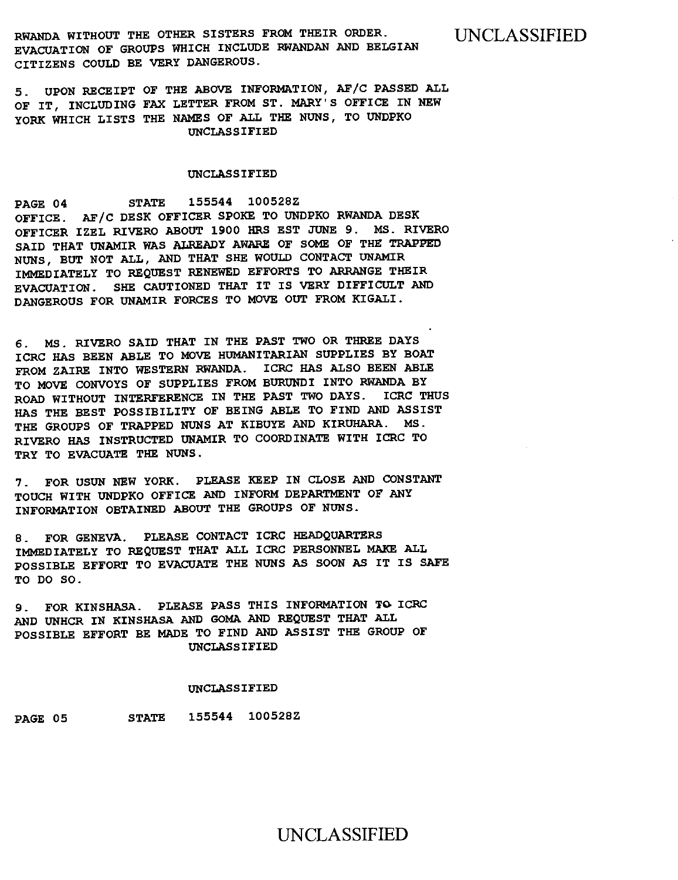RWANDA WITHOUT THE OTHER SISTERS FROM THEIR ORDER. EVACUATION OF GROUPS WHICH INCLUDE RWANDAN AND BELGIAN CITIZENS COULD BE VERY DANGEROUS.

5. UPON RECEIPT OF THE ABOVE INFORMATION, AF/C PASSED ALL OF IT, INCLUDING FAX LETTER FROM ST. MARY'S OFFICE IN NEW YORK WHICH LISTS THE NAMES OF ALL THE NUNS, TO UNDPKO OFFICE. AF/C DESK OFFICER SPOKE TO UNDPKO RWANDA DESK OFFICER IZEL RIVERO ABOUT 1900 HRS EST JUNE 9. MS. RIVERO SAID THAT UNAMIR WAS ALREADY AWARE OF SOME OF THE TRAPPED NUNS, BUT NOT ALL, AND THAT SHE WOULD CONTACT UNAMIR IMMEDIATELY TO REQUEST RENEWED EFFORTS TO ARRANGE THEIR EVACUATION. SHE CAUTIONED THAT IT IS VERY DIFFICULT AND DANGEROUS FOR UNAMIR FORCES TO MOVE OUT FROM KIGALI.

6. MS. RIVERO SAID THAT IN THE PAST TWO OR THREE DAYS ICRC HAS BEEN ABLE TO MOVE HUMANITARIAN SUPPLIES BY BOAT FROM ZAIRE INTO WESTERN RWANDA. ICRC HAS ALSO BEEN ABLE TO MOVE CONVOYS OF SUPPLIES FROM BURUNDI INTO RWANDA BY ROAD WITHOUT INTERFERENCE IN THE PAST TWO DAYS. ICRC THUS HAS THE BEST POSSIBILITY OF BEING ABLE TO FIND AND ASSIST THE GROUPS OF TRAPPED NUNS AT KIBUYE AND KIRUHARA. MS. RIVERO HAS INSTRUCTED UNAMIR TO COORDINATE WITH ICRC TO TRY TO EVACUATE THE NUNS.

7. FOR USUN NEW YORK. PLEASE KEEP IN CLOSE AND CONSTANT TOUCH WITH UNDPKO OFFICE AND INFORM DEPARTMENT OF ANY INFORMATION OBTAINED ABOUT THE GROUPS OF NUNS.

8. FOR GENEVA. PLEASE CONTACT ICRC HEADQUARTERS IMMEDIATELY TO REQUEST THAT ALL ICRC PERSONNEL MAKE ALL POSSIBLE EFFORT TO EVACUATE THE NUNS AS SOON AS IT IS SAFE TO DO SO.

9. FOR KINSHASA. PLEASE PASS THIS INFORMATION TO ICRC AND UNHCR IN KINSHASA AND GOMA AND REQUEST THAT ALL POSSIBLE EFFORT BE MADE TO FIND AND ASSIST THE GROUP OF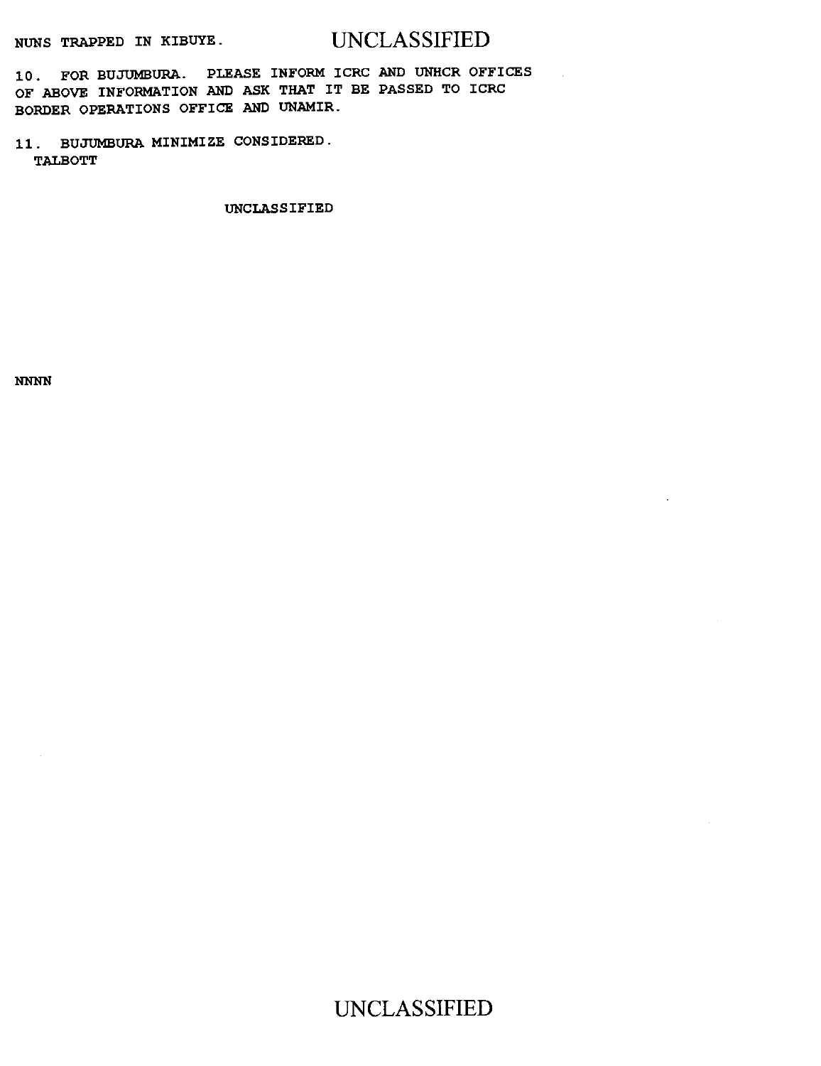NUNS TRAPPED IN KIBUYE.

10. FOR BUJUMBURA. PLEASE INFORM ICRC AND UNHCR OFFICES OF ABOVE INFORMATION AND ASK THAT IT BE PASSED TO ICRC BORDER OPERATIONS OFFICE AND UNAMIR.

11. BUJUMBURA MINIMIZE CONSIDERED.
TALBOTT

UNCLASSIFIED

NNNN